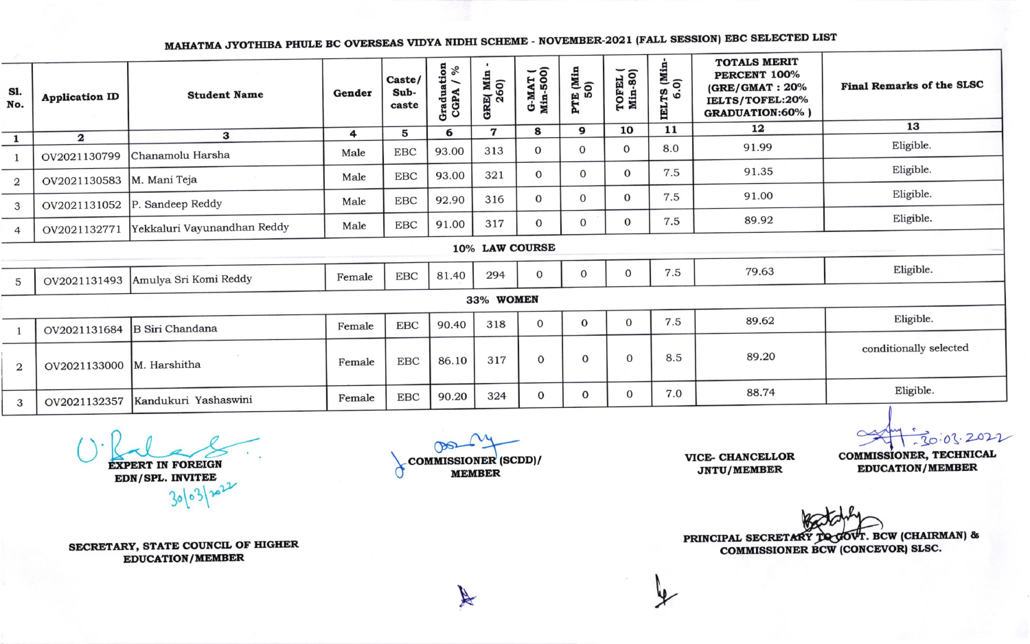# MAHATMA JYOTHIBA PHULE BC OVERSEAS VIDYA NIDHI SCHEME - NOVEMBER-2021 (FALL SESSION) EBC SELECTED LIST

| Sl. No. | Application ID | Student Name | Gender | Caste/ Sub-caste | Graduation CGPA / % | GRE( Min - 260) | G-MAT ( Min-500) | PTE (Min 50) | TOFEL ( Min-80) | IELTS (Min-6.0) | TOTALS MERIT PERCENT 100% (GRE/GMAT : 20% IELTS/TOFEL:20% GRADUATION:60% ) | Final Remarks of the SLSC |
|---|---|---|---|---|---|---|---|---|---|---|---|---|
| 1 | 2 | 3 | 4 | 5 | 6 | 7 | 8 | 9 | 10 | 11 | 12 | 13 |
| 1 | OV2021130799 | Chanamolu Harsha | Male | EBC | 93.00 | 313 | 0 | 0 | 0 | 8.0 | 91.99 | Eligible. |
| 2 | OV2021130583 | M. Mani Teja | Male | EBC | 93.00 | 321 | 0 | 0 | 0 | 7.5 | 91.35 | Eligible. |
| 3 | OV2021131052 | P. Sandeep Reddy | Male | EBC | 92.90 | 316 | 0 | 0 | 0 | 7.5 | 91.00 | Eligible. |
| 4 | OV2021132771 | Yekkaluri Vayunandhan Reddy | Male | EBC | 91.00 | 317 | 0 | 0 | 0 | 7.5 | 89.92 | Eligible. |
| **10% LAW COURSE** | | | | | | | | | | | | |
| 5 | OV2021131493 | Amulya Sri Komi Reddy | Female | EBC | 81.40 | 294 | 0 | 0 | 0 | 7.5 | 79.63 | Eligible. |
| **33% WOMEN** | | | | | | | | | | | | |
| 1 | OV2021131684 | B Siri Chandana | Female | EBC | 90.40 | 318 | 0 | 0 | 0 | 7.5 | 89.62 | Eligible. |
| 2 | OV2021133000 | M. Harshitha | Female | EBC | 86.10 | 317 | 0 | 0 | 0 | 8.5 | 89.20 | conditionally selected |
| 3 | OV2021132357 | Kandukuri Yashaswini | Female | EBC | 90.20 | 324 | 0 | 0 | 0 | 7.0 | 88.74 | Eligible. |

EXPERT IN FOREIGN EDN/SPL. INVITEE
30/03/2022

COMMISSIONER (SCDD)/ MEMBER

VICE- CHANCELLOR JNTU/MEMBER

30.03.2022
COMMISSIONER, TECHNICAL EDUCATION/MEMBER

SECRETARY, STATE COUNCIL OF HIGHER EDUCATION/MEMBER

PRINCIPAL SECRETARY TO GOVT. BCW (CHAIRMAN) & COMMISSIONER BCW (CONCEVOR) SLSC.